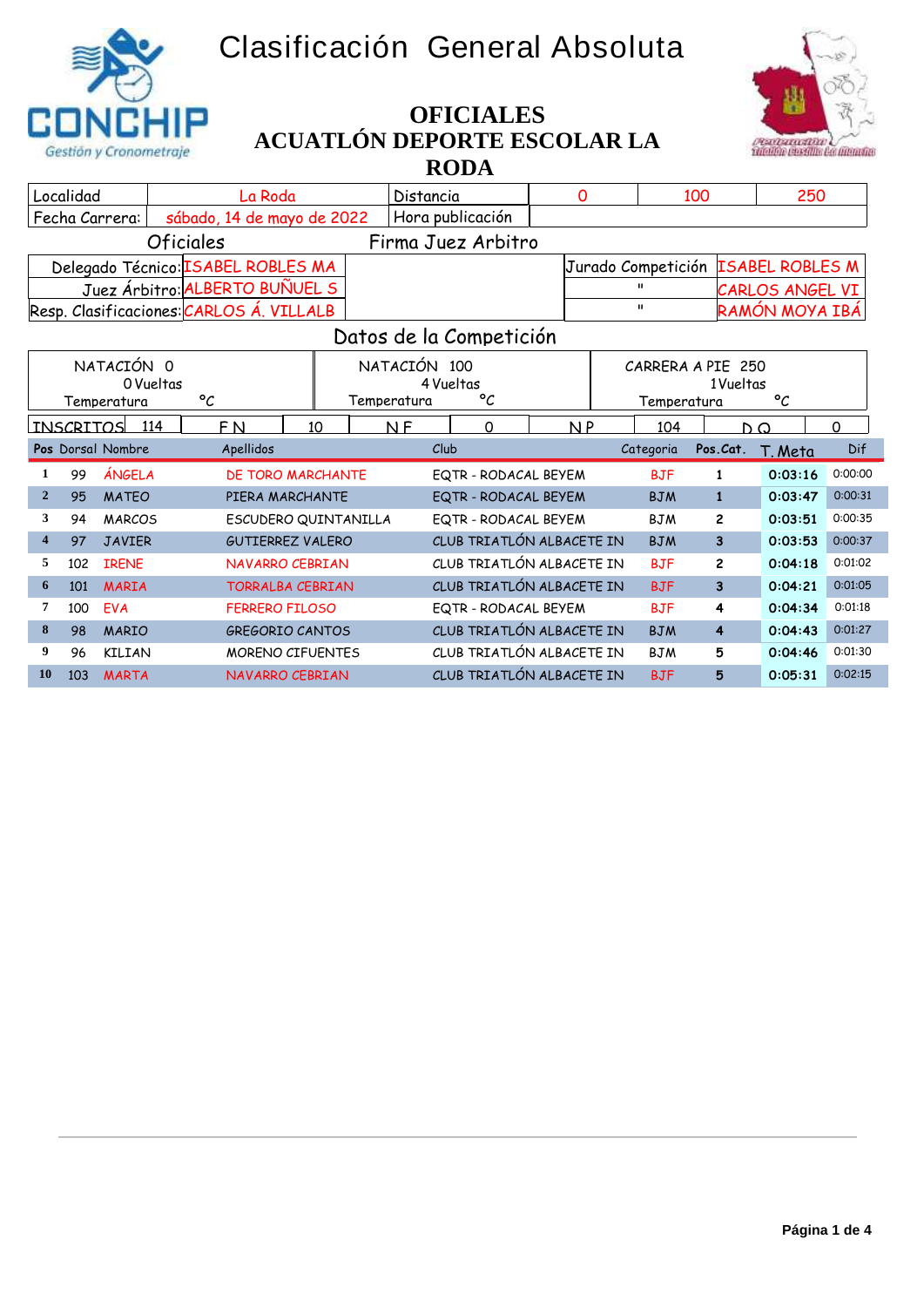# Clasificación General Absoluta

## OFICIALES
## ACUATLÓN DEPORTE ESCOLAR LA RODA

| Localidad | La Roda | Distancia | 0 | 100 | 250 |
|---|---|---|---|---|---|
| Fecha Carrera: | sábado, 14 de mayo de 2022 | Hora publicación | | | |

Oficiales — Firma Juez Arbitro

| | | | | |
|---|---|---|---|---|
| Delegado Técnico: | ISABEL ROBLES MA | | Jurado Competición | ISABEL ROBLES M |
| Juez Árbitro: | ALBERTO BUÑUEL S | | " | CARLOS ANGEL VI |
| Resp. Clasificaciones: | CARLOS Á. VILLALB | | " | RAMÓN MOYA IBÁ |

Datos de la Competición

| NATACIÓN 0 | NATACIÓN 100 | CARRERA A PIE 250 |
|---|---|---|
| 0 Vueltas | 4 Vueltas | 1 Vueltas |
| Temperatura °C | Temperatura °C | Temperatura °C |

| INSCRITOS | 114 | F N | 10 | N F | 0 | N P | 104 | D Q | 0 |
|---|---|---|---|---|---|---|---|---|---|

| Pos | Dorsal | Nombre | Apellidos | Club | Categoria | Pos.Cat. | T. Meta | Dif |
|---|---|---|---|---|---|---|---|---|
| 1 | 99 | ÁNGELA | DE TORO MARCHANTE | EQTR - RODACAL BEYEM | BJF | 1 | 0:03:16 | 0:00:00 |
| 2 | 95 | MATEO | PIERA MARCHANTE | EQTR - RODACAL BEYEM | BJM | 1 | 0:03:47 | 0:00:31 |
| 3 | 94 | MARCOS | ESCUDERO QUINTANILLA | EQTR - RODACAL BEYEM | BJM | 2 | 0:03:51 | 0:00:35 |
| 4 | 97 | JAVIER | GUTIERREZ VALERO | CLUB TRIATLÓN ALBACETE IN | BJM | 3 | 0:03:53 | 0:00:37 |
| 5 | 102 | IRENE | NAVARRO CEBRIAN | CLUB TRIATLÓN ALBACETE IN | BJF | 2 | 0:04:18 | 0:01:02 |
| 6 | 101 | MARIA | TORRALBA CEBRIAN | CLUB TRIATLÓN ALBACETE IN | BJF | 3 | 0:04:21 | 0:01:05 |
| 7 | 100 | EVA | FERRERO FILOSO | EQTR - RODACAL BEYEM | BJF | 4 | 0:04:34 | 0:01:18 |
| 8 | 98 | MARIO | GREGORIO CANTOS | CLUB TRIATLÓN ALBACETE IN | BJM | 4 | 0:04:43 | 0:01:27 |
| 9 | 96 | KILIAN | MORENO CIFUENTES | CLUB TRIATLÓN ALBACETE IN | BJM | 5 | 0:04:46 | 0:01:30 |
| 10 | 103 | MARTA | NAVARRO CEBRIAN | CLUB TRIATLÓN ALBACETE IN | BJF | 5 | 0:05:31 | 0:02:15 |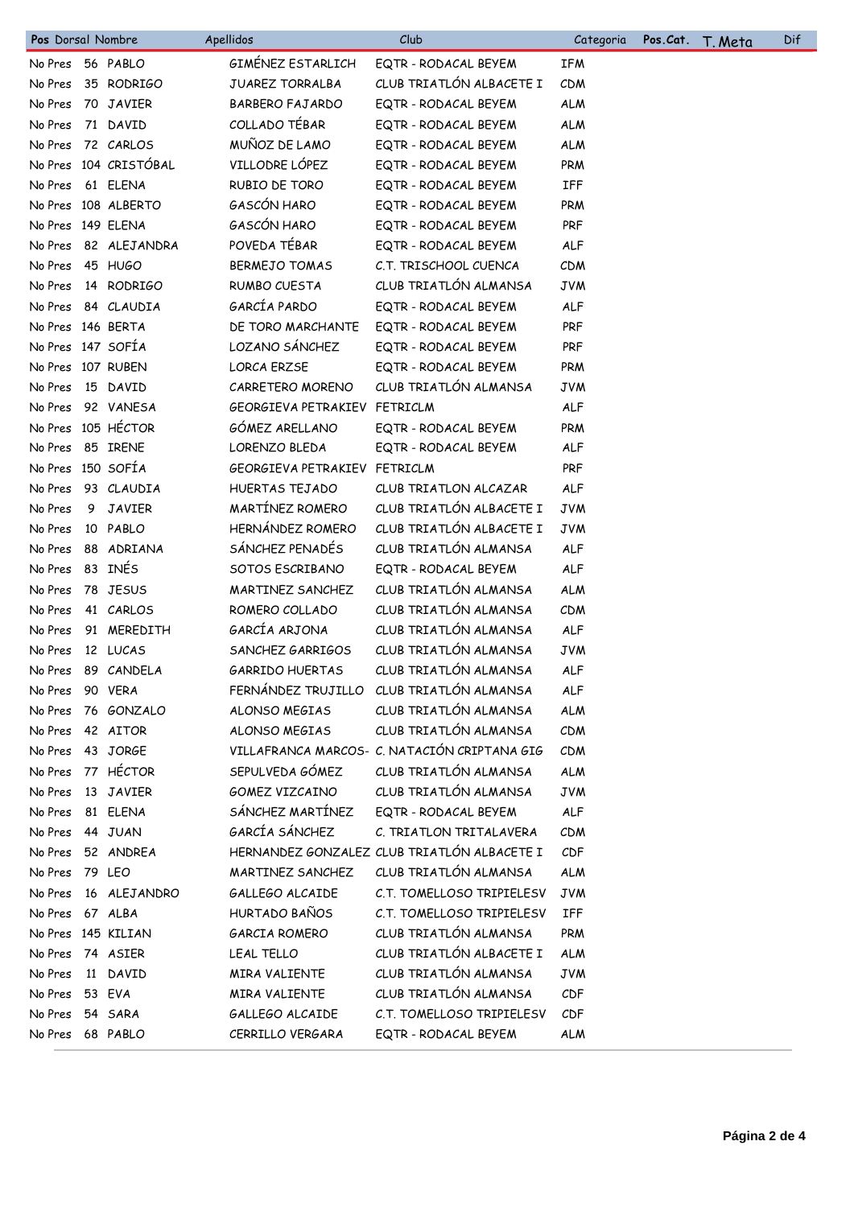| Pos | Dorsal | Nombre | Apellidos | Club | Categoria | Pos.Cat. | T. Meta | Dif |
|---|---|---|---|---|---|---|---|---|
| No Pres | 56 | PABLO | GIMÉNEZ ESTARLICH | EQTR - RODACAL BEYEM | IFM | | | |
| No Pres | 35 | RODRIGO | JUAREZ TORRALBA | CLUB TRIATLÓN ALBACETE I | CDM | | | |
| No Pres | 70 | JAVIER | BARBERO FAJARDO | EQTR - RODACAL BEYEM | ALM | | | |
| No Pres | 71 | DAVID | COLLADO TÉBAR | EQTR - RODACAL BEYEM | ALM | | | |
| No Pres | 72 | CARLOS | MUÑOZ DE LAMO | EQTR - RODACAL BEYEM | ALM | | | |
| No Pres | 104 | CRISTÓBAL | VILLODRE LÓPEZ | EQTR - RODACAL BEYEM | PRM | | | |
| No Pres | 61 | ELENA | RUBIO DE TORO | EQTR - RODACAL BEYEM | IFF | | | |
| No Pres | 108 | ALBERTO | GASCÓN HARO | EQTR - RODACAL BEYEM | PRM | | | |
| No Pres | 149 | ELENA | GASCÓN HARO | EQTR - RODACAL BEYEM | PRF | | | |
| No Pres | 82 | ALEJANDRA | POVEDA TÉBAR | EQTR - RODACAL BEYEM | ALF | | | |
| No Pres | 45 | HUGO | BERMEJO TOMAS | C.T. TRISCHOOL CUENCA | CDM | | | |
| No Pres | 14 | RODRIGO | RUMBO CUESTA | CLUB TRIATLÓN ALMANSA | JVM | | | |
| No Pres | 84 | CLAUDIA | GARCÍA PARDO | EQTR - RODACAL BEYEM | ALF | | | |
| No Pres | 146 | BERTA | DE TORO MARCHANTE | EQTR - RODACAL BEYEM | PRF | | | |
| No Pres | 147 | SOFÍA | LOZANO SÁNCHEZ | EQTR - RODACAL BEYEM | PRF | | | |
| No Pres | 107 | RUBEN | LORCA ERZSE | EQTR - RODACAL BEYEM | PRM | | | |
| No Pres | 15 | DAVID | CARRETERO MORENO | CLUB TRIATLÓN ALMANSA | JVM | | | |
| No Pres | 92 | VANESA | GEORGIEVA PETRAKIEV | FETRICLM | ALF | | | |
| No Pres | 105 | HÉCTOR | GÓMEZ ARELLANO | EQTR - RODACAL BEYEM | PRM | | | |
| No Pres | 85 | IRENE | LORENZO BLEDA | EQTR - RODACAL BEYEM | ALF | | | |
| No Pres | 150 | SOFÍA | GEORGIEVA PETRAKIEV | FETRICLM | PRF | | | |
| No Pres | 93 | CLAUDIA | HUERTAS TEJADO | CLUB TRIATLON ALCAZAR | ALF | | | |
| No Pres | 9 | JAVIER | MARTÍNEZ ROMERO | CLUB TRIATLÓN ALBACETE I | JVM | | | |
| No Pres | 10 | PABLO | HERNÁNDEZ ROMERO | CLUB TRIATLÓN ALBACETE I | JVM | | | |
| No Pres | 88 | ADRIANA | SÁNCHEZ PENADÉS | CLUB TRIATLÓN ALMANSA | ALF | | | |
| No Pres | 83 | INÉS | SOTOS ESCRIBANO | EQTR - RODACAL BEYEM | ALF | | | |
| No Pres | 78 | JESUS | MARTINEZ SANCHEZ | CLUB TRIATLÓN ALMANSA | ALM | | | |
| No Pres | 41 | CARLOS | ROMERO COLLADO | CLUB TRIATLÓN ALMANSA | CDM | | | |
| No Pres | 91 | MEREDITH | GARCÍA ARJONA | CLUB TRIATLÓN ALMANSA | ALF | | | |
| No Pres | 12 | LUCAS | SANCHEZ GARRIGOS | CLUB TRIATLÓN ALMANSA | JVM | | | |
| No Pres | 89 | CANDELA | GARRIDO HUERTAS | CLUB TRIATLÓN ALMANSA | ALF | | | |
| No Pres | 90 | VERA | FERNÁNDEZ TRUJILLO | CLUB TRIATLÓN ALMANSA | ALF | | | |
| No Pres | 76 | GONZALO | ALONSO MEGIAS | CLUB TRIATLÓN ALMANSA | ALM | | | |
| No Pres | 42 | AITOR | ALONSO MEGIAS | CLUB TRIATLÓN ALMANSA | CDM | | | |
| No Pres | 43 | JORGE | VILLAFRANCA MARCOS- | C. NATACIÓN CRIPTANA GIG | CDM | | | |
| No Pres | 77 | HÉCTOR | SEPULVEDA GÓMEZ | CLUB TRIATLÓN ALMANSA | ALM | | | |
| No Pres | 13 | JAVIER | GOMEZ VIZCAINO | CLUB TRIATLÓN ALMANSA | JVM | | | |
| No Pres | 81 | ELENA | SÁNCHEZ MARTÍNEZ | EQTR - RODACAL BEYEM | ALF | | | |
| No Pres | 44 | JUAN | GARCÍA SÁNCHEZ | C. TRIATLON TRITALAVERA | CDM | | | |
| No Pres | 52 | ANDREA | HERNANDEZ GONZALEZ | CLUB TRIATLÓN ALBACETE I | CDF | | | |
| No Pres | 79 | LEO | MARTINEZ SANCHEZ | CLUB TRIATLÓN ALMANSA | ALM | | | |
| No Pres | 16 | ALEJANDRO | GALLEGO ALCAIDE | C.T. TOMELLOSO TRIPIELESV | JVM | | | |
| No Pres | 67 | ALBA | HURTADO BAÑOS | C.T. TOMELLOSO TRIPIELESV | IFF | | | |
| No Pres | 145 | KILIAN | GARCIA ROMERO | CLUB TRIATLÓN ALMANSA | PRM | | | |
| No Pres | 74 | ASIER | LEAL TELLO | CLUB TRIATLÓN ALBACETE I | ALM | | | |
| No Pres | 11 | DAVID | MIRA VALIENTE | CLUB TRIATLÓN ALMANSA | JVM | | | |
| No Pres | 53 | EVA | MIRA VALIENTE | CLUB TRIATLÓN ALMANSA | CDF | | | |
| No Pres | 54 | SARA | GALLEGO ALCAIDE | C.T. TOMELLOSO TRIPIELESV | CDF | | | |
| No Pres | 68 | PABLO | CERRILLO VERGARA | EQTR - RODACAL BEYEM | ALM | | | |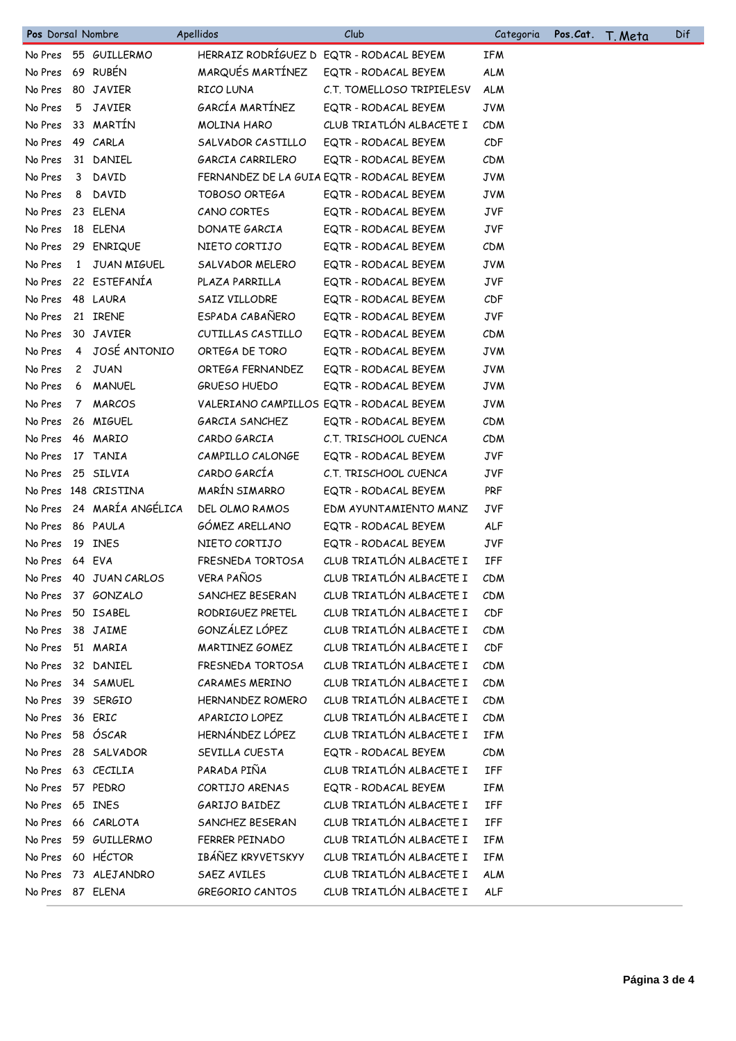| Pos | Dorsal | Nombre | Apellidos | Club | Categoria | Pos.Cat. | T. Meta | Dif |
|---|---|---|---|---|---|---|---|---|
| No Pres | 55 | GUILLERMO | HERRAIZ RODRÍGUEZ D | EQTR - RODACAL BEYEM | IFM | | | |
| No Pres | 69 | RUBÉN | MARQUÉS MARTÍNEZ | EQTR - RODACAL BEYEM | ALM | | | |
| No Pres | 80 | JAVIER | RICO LUNA | C.T. TOMELLOSO TRIPIELESV | ALM | | | |
| No Pres | 5 | JAVIER | GARCÍA MARTÍNEZ | EQTR - RODACAL BEYEM | JVM | | | |
| No Pres | 33 | MARTÍN | MOLINA HARO | CLUB TRIATLÓN ALBACETE I | CDM | | | |
| No Pres | 49 | CARLA | SALVADOR CASTILLO | EQTR - RODACAL BEYEM | CDF | | | |
| No Pres | 31 | DANIEL | GARCIA CARRILERO | EQTR - RODACAL BEYEM | CDM | | | |
| No Pres | 3 | DAVID | FERNANDEZ DE LA GUIA | EQTR - RODACAL BEYEM | JVM | | | |
| No Pres | 8 | DAVID | TOBOSO ORTEGA | EQTR - RODACAL BEYEM | JVM | | | |
| No Pres | 23 | ELENA | CANO CORTES | EQTR - RODACAL BEYEM | JVF | | | |
| No Pres | 18 | ELENA | DONATE GARCIA | EQTR - RODACAL BEYEM | JVF | | | |
| No Pres | 29 | ENRIQUE | NIETO CORTIJO | EQTR - RODACAL BEYEM | CDM | | | |
| No Pres | 1 | JUAN MIGUEL | SALVADOR MELERO | EQTR - RODACAL BEYEM | JVM | | | |
| No Pres | 22 | ESTEFANÍA | PLAZA PARRILLA | EQTR - RODACAL BEYEM | JVF | | | |
| No Pres | 48 | LAURA | SAIZ VILLODRE | EQTR - RODACAL BEYEM | CDF | | | |
| No Pres | 21 | IRENE | ESPADA CABAÑERO | EQTR - RODACAL BEYEM | JVF | | | |
| No Pres | 30 | JAVIER | CUTILLAS CASTILLO | EQTR - RODACAL BEYEM | CDM | | | |
| No Pres | 4 | JOSÉ ANTONIO | ORTEGA DE TORO | EQTR - RODACAL BEYEM | JVM | | | |
| No Pres | 2 | JUAN | ORTEGA FERNANDEZ | EQTR - RODACAL BEYEM | JVM | | | |
| No Pres | 6 | MANUEL | GRUESO HUEDO | EQTR - RODACAL BEYEM | JVM | | | |
| No Pres | 7 | MARCOS | VALERIANO CAMPILLOS | EQTR - RODACAL BEYEM | JVM | | | |
| No Pres | 26 | MIGUEL | GARCIA SANCHEZ | EQTR - RODACAL BEYEM | CDM | | | |
| No Pres | 46 | MARIO | CARDO GARCIA | C.T. TRISCHOOL CUENCA | CDM | | | |
| No Pres | 17 | TANIA | CAMPILLO CALONGE | EQTR - RODACAL BEYEM | JVF | | | |
| No Pres | 25 | SILVIA | CARDO GARCÍA | C.T. TRISCHOOL CUENCA | JVF | | | |
| No Pres | 148 | CRISTINA | MARÍN SIMARRO | EQTR - RODACAL BEYEM | PRF | | | |
| No Pres | 24 | MARÍA ANGÉLICA | DEL OLMO RAMOS | EDM AYUNTAMIENTO MANZ | JVF | | | |
| No Pres | 86 | PAULA | GÓMEZ ARELLANO | EQTR - RODACAL BEYEM | ALF | | | |
| No Pres | 19 | INES | NIETO CORTIJO | EQTR - RODACAL BEYEM | JVF | | | |
| No Pres | 64 | EVA | FRESNEDA TORTOSA | CLUB TRIATLÓN ALBACETE I | IFF | | | |
| No Pres | 40 | JUAN CARLOS | VERA PAÑOS | CLUB TRIATLÓN ALBACETE I | CDM | | | |
| No Pres | 37 | GONZALO | SANCHEZ BESERAN | CLUB TRIATLÓN ALBACETE I | CDM | | | |
| No Pres | 50 | ISABEL | RODRIGUEZ PRETEL | CLUB TRIATLÓN ALBACETE I | CDF | | | |
| No Pres | 38 | JAIME | GONZÁLEZ LÓPEZ | CLUB TRIATLÓN ALBACETE I | CDM | | | |
| No Pres | 51 | MARIA | MARTINEZ GOMEZ | CLUB TRIATLÓN ALBACETE I | CDF | | | |
| No Pres | 32 | DANIEL | FRESNEDA TORTOSA | CLUB TRIATLÓN ALBACETE I | CDM | | | |
| No Pres | 34 | SAMUEL | CARAMES MERINO | CLUB TRIATLÓN ALBACETE I | CDM | | | |
| No Pres | 39 | SERGIO | HERNANDEZ ROMERO | CLUB TRIATLÓN ALBACETE I | CDM | | | |
| No Pres | 36 | ERIC | APARICIO LOPEZ | CLUB TRIATLÓN ALBACETE I | CDM | | | |
| No Pres | 58 | ÓSCAR | HERNÁNDEZ LÓPEZ | CLUB TRIATLÓN ALBACETE I | IFM | | | |
| No Pres | 28 | SALVADOR | SEVILLA CUESTA | EQTR - RODACAL BEYEM | CDM | | | |
| No Pres | 63 | CECILIA | PARADA PIÑA | CLUB TRIATLÓN ALBACETE I | IFF | | | |
| No Pres | 57 | PEDRO | CORTIJO ARENAS | EQTR - RODACAL BEYEM | IFM | | | |
| No Pres | 65 | INES | GARIJO BAIDEZ | CLUB TRIATLÓN ALBACETE I | IFF | | | |
| No Pres | 66 | CARLOTA | SANCHEZ BESERAN | CLUB TRIATLÓN ALBACETE I | IFF | | | |
| No Pres | 59 | GUILLERMO | FERRER PEINADO | CLUB TRIATLÓN ALBACETE I | IFM | | | |
| No Pres | 60 | HÉCTOR | IBÁÑEZ KRYVETSKYY | CLUB TRIATLÓN ALBACETE I | IFM | | | |
| No Pres | 73 | ALEJANDRO | SAEZ AVILES | CLUB TRIATLÓN ALBACETE I | ALM | | | |
| No Pres | 87 | ELENA | GREGORIO CANTOS | CLUB TRIATLÓN ALBACETE I | ALF | | | |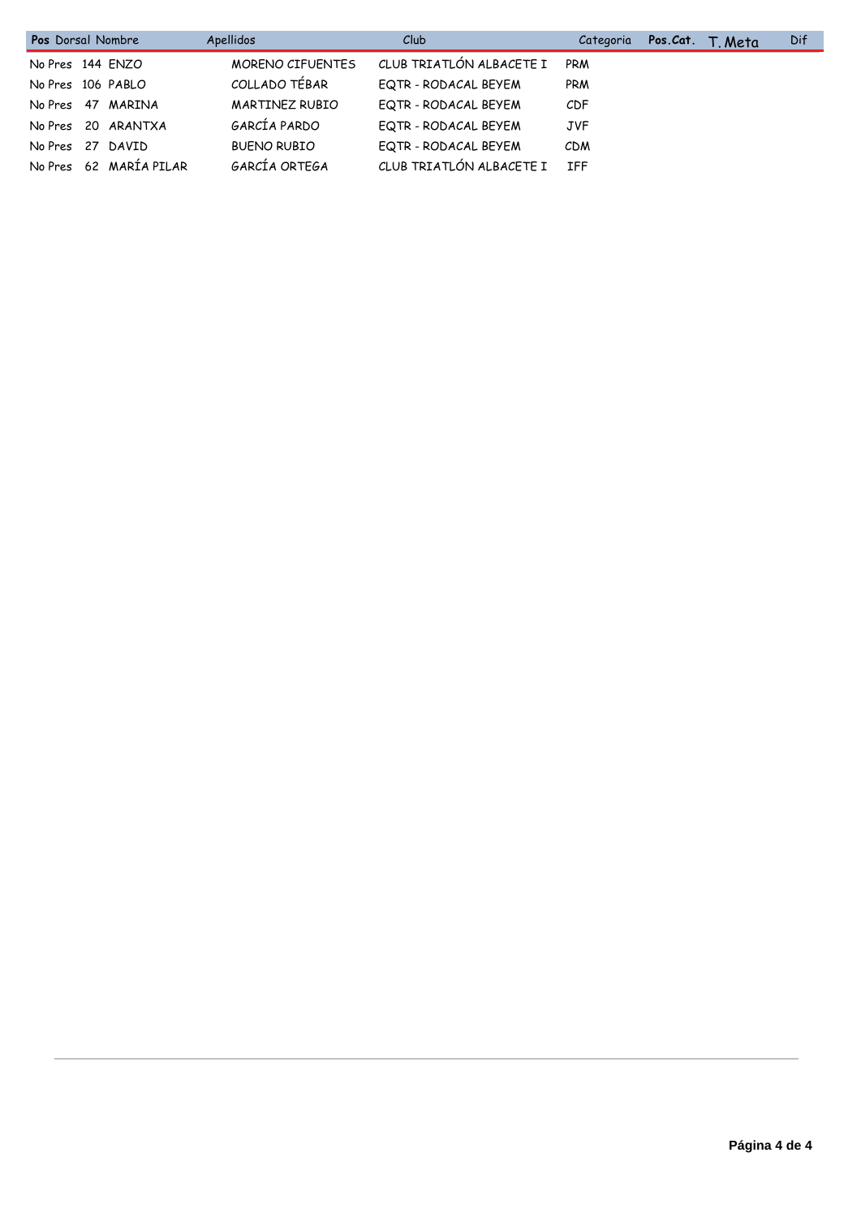| Pos | Dorsal | Nombre | Apellidos | Club | Categoria | Pos.Cat. | T. Meta | Dif |
|---|---|---|---|---|---|---|---|---|
| No Pres | 144 | ENZO | MORENO CIFUENTES | CLUB TRIATLÓN ALBACETE I | PRM | | | |
| No Pres | 106 | PABLO | COLLADO TÉBAR | EQTR - RODACAL BEYEM | PRM | | | |
| No Pres | 47 | MARINA | MARTINEZ RUBIO | EQTR - RODACAL BEYEM | CDF | | | |
| No Pres | 20 | ARANTXA | GARCÍA PARDO | EQTR - RODACAL BEYEM | JVF | | | |
| No Pres | 27 | DAVID | BUENO RUBIO | EQTR - RODACAL BEYEM | CDM | | | |
| No Pres | 62 | MARÍA PILAR | GARCÍA ORTEGA | CLUB TRIATLÓN ALBACETE I | IFF | | | |